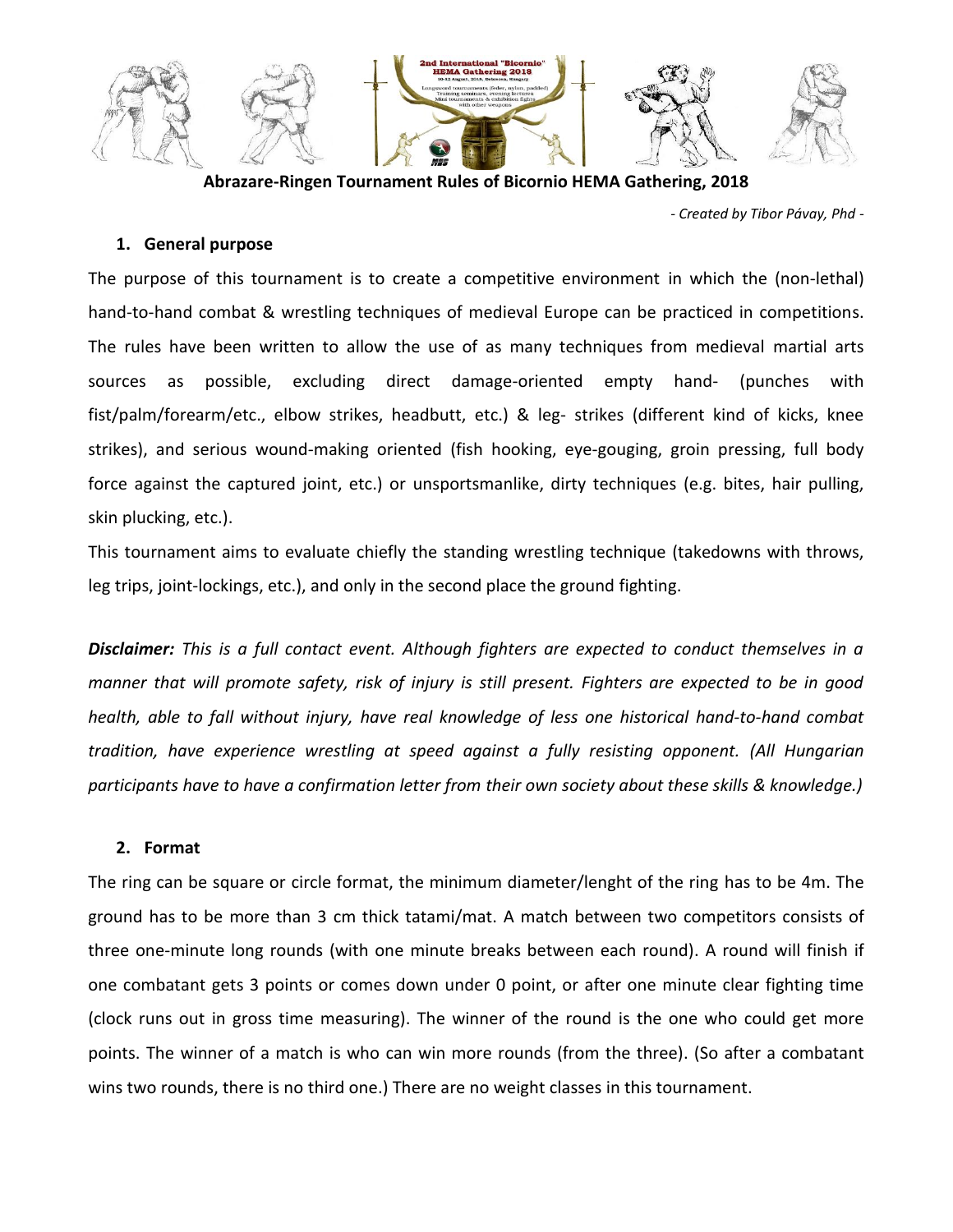# Abrazare-Ringen Tournament Rules of Bicornio HEMA Gathering, 2018

*- Created by Tibor Pávay, Phd -*

## 1. General purpose

The purpose of this tournament is to create a competitive environment in which the (non-lethal) hand-to-hand combat & wrestling techniques of medieval Europe can be practiced in competitions. The rules have been written to allow the use of as many techniques from medieval martial arts sources as possible, excluding direct damage-oriented empty hand- (punches with fist/palm/forearm/etc., elbow strikes, headbutt, etc.) & leg- strikes (different kind of kicks, knee strikes), and serious wound-making oriented (fish hooking, eye-gouging, groin pressing, full body force against the captured joint, etc.) or unsportsmanlike, dirty techniques (e.g. bites, hair pulling, skin plucking, etc.).

This tournament aims to evaluate chiefly the standing wrestling technique (takedowns with throws, leg trips, joint-lockings, etc.), and only in the second place the ground fighting.

***Disclaimer:*** *This is a full contact event. Although fighters are expected to conduct themselves in a manner that will promote safety, risk of injury is still present. Fighters are expected to be in good health, able to fall without injury, have real knowledge of less one historical hand-to-hand combat tradition, have experience wrestling at speed against a fully resisting opponent. (All Hungarian participants have to have a confirmation letter from their own society about these skills & knowledge.)*

## 2. Format

The ring can be square or circle format, the minimum diameter/lenght of the ring has to be 4m. The ground has to be more than 3 cm thick tatami/mat. A match between two competitors consists of three one-minute long rounds (with one minute breaks between each round). A round will finish if one combatant gets 3 points or comes down under 0 point, or after one minute clear fighting time (clock runs out in gross time measuring). The winner of the round is the one who could get more points. The winner of a match is who can win more rounds (from the three). (So after a combatant wins two rounds, there is no third one.) There are no weight classes in this tournament.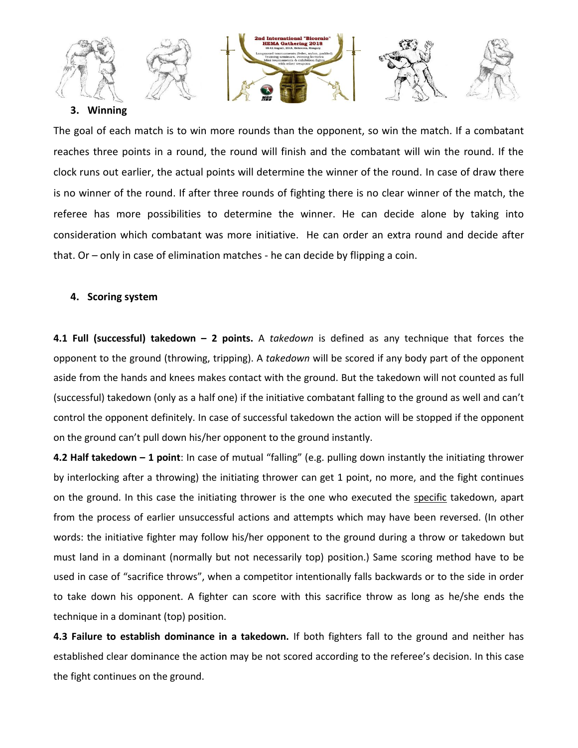### 3. Winning

The goal of each match is to win more rounds than the opponent, so win the match. If a combatant reaches three points in a round, the round will finish and the combatant will win the round. If the clock runs out earlier, the actual points will determine the winner of the round. In case of draw there is no winner of the round. If after three rounds of fighting there is no clear winner of the match, the referee has more possibilities to determine the winner. He can decide alone by taking into consideration which combatant was more initiative. He can order an extra round and decide after that. Or – only in case of elimination matches - he can decide by flipping a coin.

### 4. Scoring system

**4.1 Full (successful) takedown – 2 points.** A *takedown* is defined as any technique that forces the opponent to the ground (throwing, tripping). A *takedown* will be scored if any body part of the opponent aside from the hands and knees makes contact with the ground. But the takedown will not counted as full (successful) takedown (only as a half one) if the initiative combatant falling to the ground as well and can't control the opponent definitely. In case of successful takedown the action will be stopped if the opponent on the ground can't pull down his/her opponent to the ground instantly.

**4.2 Half takedown – 1 point**: In case of mutual "falling" (e.g. pulling down instantly the initiating thrower by interlocking after a throwing) the initiating thrower can get 1 point, no more, and the fight continues on the ground. In this case the initiating thrower is the one who executed the specific takedown, apart from the process of earlier unsuccessful actions and attempts which may have been reversed. (In other words: the initiative fighter may follow his/her opponent to the ground during a throw or takedown but must land in a dominant (normally but not necessarily top) position.) Same scoring method have to be used in case of "sacrifice throws", when a competitor intentionally falls backwards or to the side in order to take down his opponent. A fighter can score with this sacrifice throw as long as he/she ends the technique in a dominant (top) position.

**4.3 Failure to establish dominance in a takedown.** If both fighters fall to the ground and neither has established clear dominance the action may be not scored according to the referee's decision. In this case the fight continues on the ground.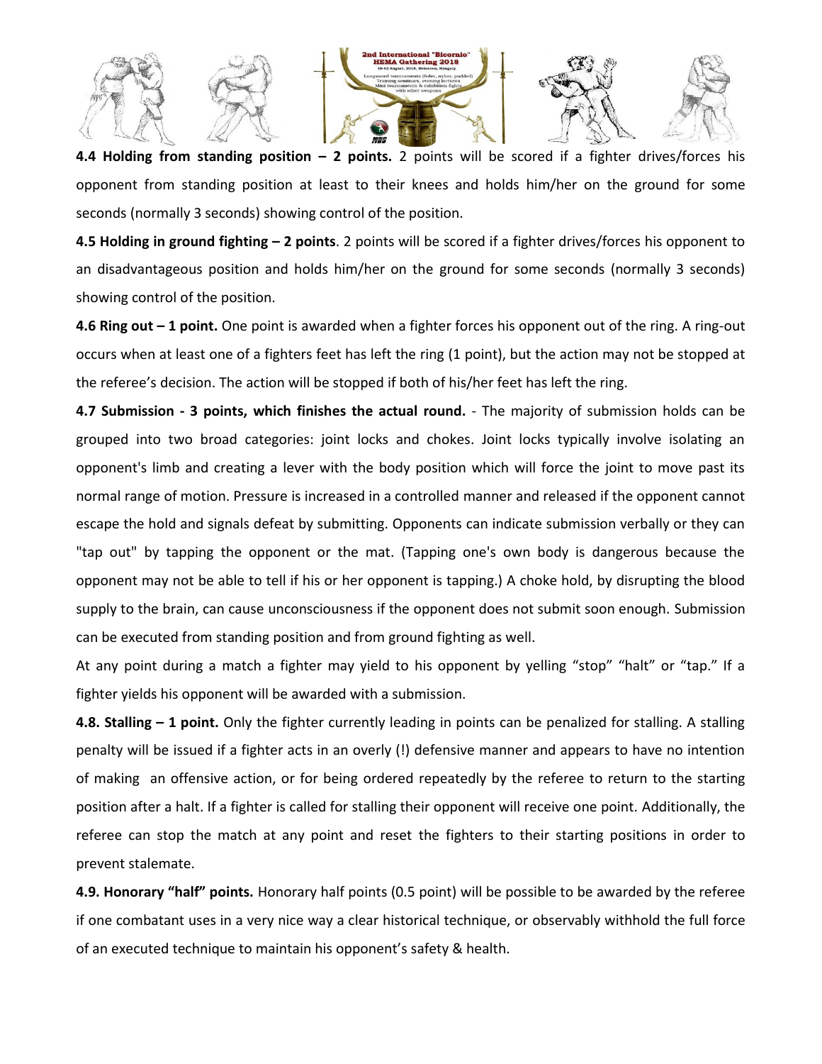**4.4 Holding from standing position – 2 points.** 2 points will be scored if a fighter drives/forces his opponent from standing position at least to their knees and holds him/her on the ground for some seconds (normally 3 seconds) showing control of the position.

**4.5 Holding in ground fighting – 2 points**. 2 points will be scored if a fighter drives/forces his opponent to an disadvantageous position and holds him/her on the ground for some seconds (normally 3 seconds) showing control of the position.

**4.6 Ring out – 1 point.** One point is awarded when a fighter forces his opponent out of the ring. A ring-out occurs when at least one of a fighters feet has left the ring (1 point), but the action may not be stopped at the referee's decision. The action will be stopped if both of his/her feet has left the ring.

**4.7 Submission - 3 points, which finishes the actual round.** - The majority of submission holds can be grouped into two broad categories: joint locks and chokes. Joint locks typically involve isolating an opponent's limb and creating a lever with the body position which will force the joint to move past its normal range of motion. Pressure is increased in a controlled manner and released if the opponent cannot escape the hold and signals defeat by submitting. Opponents can indicate submission verbally or they can "tap out" by tapping the opponent or the mat. (Tapping one's own body is dangerous because the opponent may not be able to tell if his or her opponent is tapping.) A choke hold, by disrupting the blood supply to the brain, can cause unconsciousness if the opponent does not submit soon enough. Submission can be executed from standing position and from ground fighting as well.

At any point during a match a fighter may yield to his opponent by yelling "stop" "halt" or "tap." If a fighter yields his opponent will be awarded with a submission.

**4.8. Stalling – 1 point.** Only the fighter currently leading in points can be penalized for stalling. A stalling penalty will be issued if a fighter acts in an overly (!) defensive manner and appears to have no intention of making an offensive action, or for being ordered repeatedly by the referee to return to the starting position after a halt. If a fighter is called for stalling their opponent will receive one point. Additionally, the referee can stop the match at any point and reset the fighters to their starting positions in order to prevent stalemate.

**4.9. Honorary "half" points.** Honorary half points (0.5 point) will be possible to be awarded by the referee if one combatant uses in a very nice way a clear historical technique, or observably withhold the full force of an executed technique to maintain his opponent's safety & health.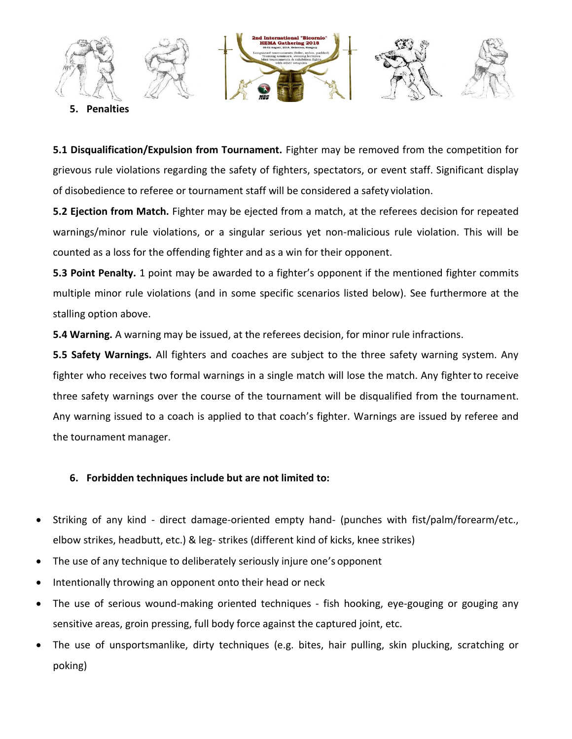## 5. Penalties

**5.1 Disqualification/Expulsion from Tournament.** Fighter may be removed from the competition for grievous rule violations regarding the safety of fighters, spectators, or event staff. Significant display of disobedience to referee or tournament staff will be considered a safety violation.

**5.2 Ejection from Match.** Fighter may be ejected from a match, at the referees decision for repeated warnings/minor rule violations, or a singular serious yet non-malicious rule violation. This will be counted as a loss for the offending fighter and as a win for their opponent.

**5.3 Point Penalty.** 1 point may be awarded to a fighter's opponent if the mentioned fighter commits multiple minor rule violations (and in some specific scenarios listed below). See furthermore at the stalling option above.

**5.4 Warning.** A warning may be issued, at the referees decision, for minor rule infractions.

**5.5 Safety Warnings.** All fighters and coaches are subject to the three safety warning system. Any fighter who receives two formal warnings in a single match will lose the match. Any fighter to receive three safety warnings over the course of the tournament will be disqualified from the tournament. Any warning issued to a coach is applied to that coach's fighter. Warnings are issued by referee and the tournament manager.

## 6. Forbidden techniques include but are not limited to:

- Striking of any kind - direct damage-oriented empty hand- (punches with fist/palm/forearm/etc., elbow strikes, headbutt, etc.) & leg- strikes (different kind of kicks, knee strikes)
- The use of any technique to deliberately seriously injure one's opponent
- Intentionally throwing an opponent onto their head or neck
- The use of serious wound-making oriented techniques - fish hooking, eye-gouging or gouging any sensitive areas, groin pressing, full body force against the captured joint, etc.
- The use of unsportsmanlike, dirty techniques (e.g. bites, hair pulling, skin plucking, scratching or poking)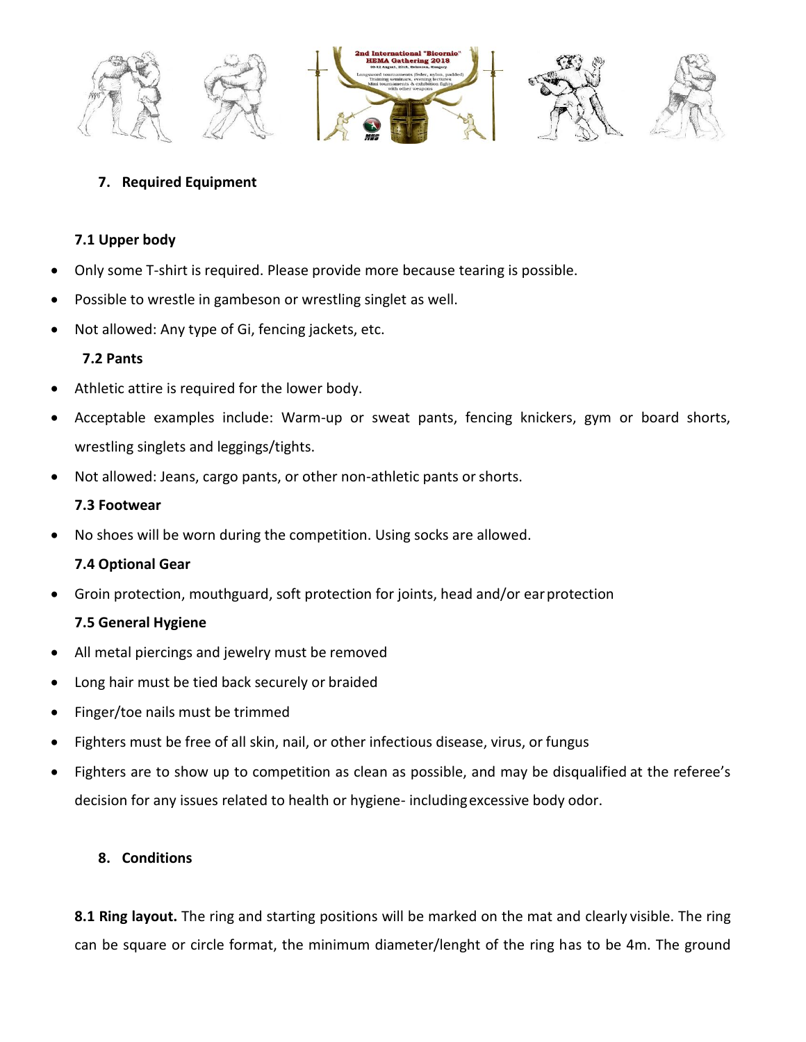## 7. Required Equipment

### 7.1 Upper body

- Only some T-shirt is required. Please provide more because tearing is possible.
- Possible to wrestle in gambeson or wrestling singlet as well.
- Not allowed: Any type of Gi, fencing jackets, etc.

### 7.2 Pants

- Athletic attire is required for the lower body.
- Acceptable examples include: Warm-up or sweat pants, fencing knickers, gym or board shorts, wrestling singlets and leggings/tights.
- Not allowed: Jeans, cargo pants, or other non-athletic pants or shorts.

### 7.3 Footwear

- No shoes will be worn during the competition. Using socks are allowed.

### 7.4 Optional Gear

- Groin protection, mouthguard, soft protection for joints, head and/or ear protection

### 7.5 General Hygiene

- All metal piercings and jewelry must be removed
- Long hair must be tied back securely or braided
- Finger/toe nails must be trimmed
- Fighters must be free of all skin, nail, or other infectious disease, virus, or fungus
- Fighters are to show up to competition as clean as possible, and may be disqualified at the referee's decision for any issues related to health or hygiene- including excessive body odor.

## 8. Conditions

**8.1 Ring layout.** The ring and starting positions will be marked on the mat and clearly visible. The ring can be square or circle format, the minimum diameter/lenght of the ring has to be 4m. The ground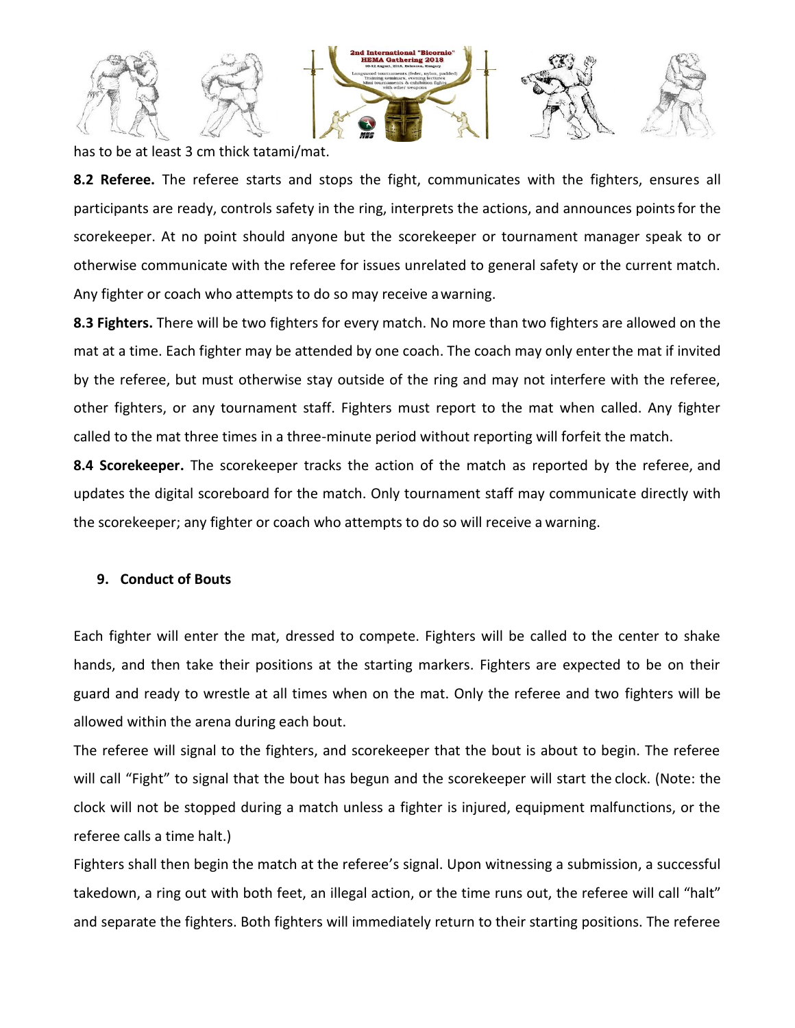has to be at least 3 cm thick tatami/mat.

**8.2 Referee.** The referee starts and stops the fight, communicates with the fighters, ensures all participants are ready, controls safety in the ring, interprets the actions, and announces points for the scorekeeper. At no point should anyone but the scorekeeper or tournament manager speak to or otherwise communicate with the referee for issues unrelated to general safety or the current match. Any fighter or coach who attempts to do so may receive a warning.

**8.3 Fighters.** There will be two fighters for every match. No more than two fighters are allowed on the mat at a time. Each fighter may be attended by one coach. The coach may only enter the mat if invited by the referee, but must otherwise stay outside of the ring and may not interfere with the referee, other fighters, or any tournament staff. Fighters must report to the mat when called. Any fighter called to the mat three times in a three-minute period without reporting will forfeit the match.

**8.4 Scorekeeper.** The scorekeeper tracks the action of the match as reported by the referee, and updates the digital scoreboard for the match. Only tournament staff may communicate directly with the scorekeeper; any fighter or coach who attempts to do so will receive a warning.

## 9. Conduct of Bouts

Each fighter will enter the mat, dressed to compete. Fighters will be called to the center to shake hands, and then take their positions at the starting markers. Fighters are expected to be on their guard and ready to wrestle at all times when on the mat. Only the referee and two fighters will be allowed within the arena during each bout.

The referee will signal to the fighters, and scorekeeper that the bout is about to begin. The referee will call "Fight" to signal that the bout has begun and the scorekeeper will start the clock. (Note: the clock will not be stopped during a match unless a fighter is injured, equipment malfunctions, or the referee calls a time halt.)

Fighters shall then begin the match at the referee's signal. Upon witnessing a submission, a successful takedown, a ring out with both feet, an illegal action, or the time runs out, the referee will call "halt" and separate the fighters. Both fighters will immediately return to their starting positions. The referee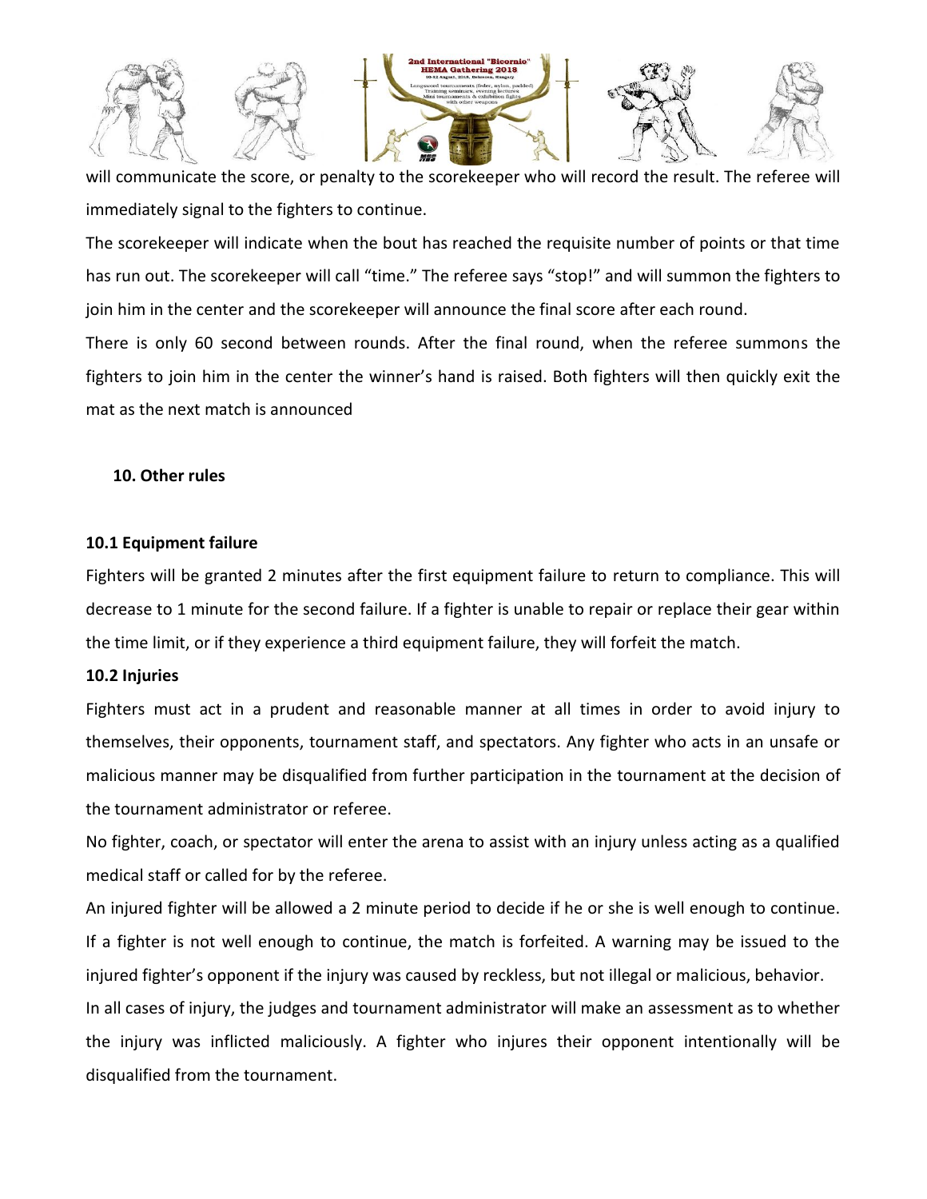will communicate the score, or penalty to the scorekeeper who will record the result. The referee will immediately signal to the fighters to continue.

The scorekeeper will indicate when the bout has reached the requisite number of points or that time has run out. The scorekeeper will call "time." The referee says "stop!" and will summon the fighters to join him in the center and the scorekeeper will announce the final score after each round.

There is only 60 second between rounds. After the final round, when the referee summons the fighters to join him in the center the winner's hand is raised. Both fighters will then quickly exit the mat as the next match is announced

## 10. Other rules

### 10.1 Equipment failure

Fighters will be granted 2 minutes after the first equipment failure to return to compliance. This will decrease to 1 minute for the second failure. If a fighter is unable to repair or replace their gear within the time limit, or if they experience a third equipment failure, they will forfeit the match.

### 10.2 Injuries

Fighters must act in a prudent and reasonable manner at all times in order to avoid injury to themselves, their opponents, tournament staff, and spectators. Any fighter who acts in an unsafe or malicious manner may be disqualified from further participation in the tournament at the decision of the tournament administrator or referee.

No fighter, coach, or spectator will enter the arena to assist with an injury unless acting as a qualified medical staff or called for by the referee.

An injured fighter will be allowed a 2 minute period to decide if he or she is well enough to continue. If a fighter is not well enough to continue, the match is forfeited. A warning may be issued to the injured fighter's opponent if the injury was caused by reckless, but not illegal or malicious, behavior.

In all cases of injury, the judges and tournament administrator will make an assessment as to whether the injury was inflicted maliciously. A fighter who injures their opponent intentionally will be disqualified from the tournament.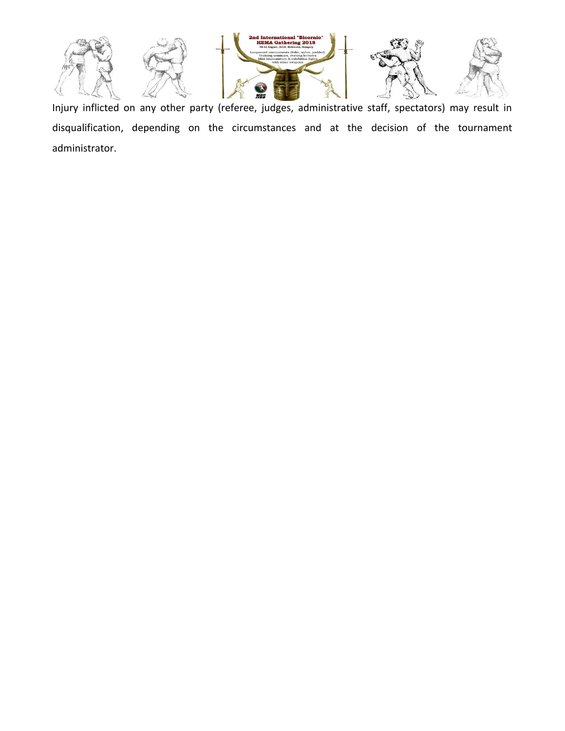Injury inflicted on any other party (referee, judges, administrative staff, spectators) may result in disqualification, depending on the circumstances and at the decision of the tournament administrator.